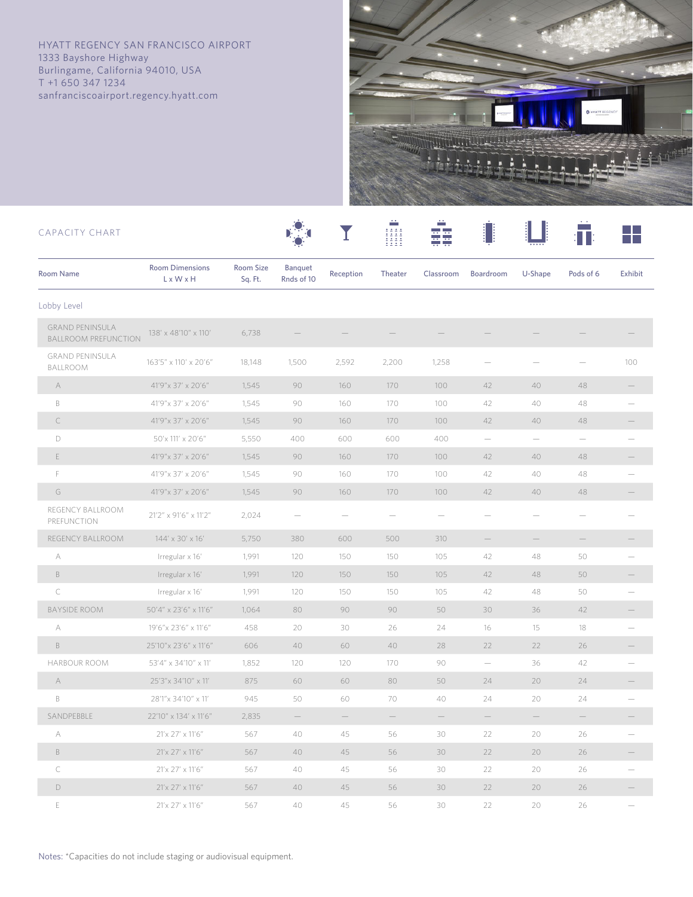HYATT REGENCY SAN FRANCISCO AIRPORT
1333 Bayshore Highway
Burlingame, California 94010, USA
T +1 650 347 1234
sanfranciscoairport.regency.hyatt.com

## CAPACITY CHART

| Room Name | Room Dimensions L x W x H | Room Size Sq. Ft. | Banquet Rnds of 10 | Reception | Theater | Classroom | Boardroom | U-Shape | Pods of 6 | Exhibit |
|---|---|---|---|---|---|---|---|---|---|---|
| **Lobby Level** | | | | | | | | | | |
| GRAND PENINSULA BALLROOM PREFUNCTION | 138' x 48'10" x 110' | 6,738 | — | — | — | — | — | — | — | — |
| GRAND PENINSULA BALLROOM | 163'5" x 110' x 20'6" | 18,148 | 1,500 | 2,592 | 2,200 | 1,258 | — | — | — | 100 |
| A | 41'9"x 37' x 20'6" | 1,545 | 90 | 160 | 170 | 100 | 42 | 40 | 48 | — |
| B | 41'9"x 37' x 20'6" | 1,545 | 90 | 160 | 170 | 100 | 42 | 40 | 48 | — |
| C | 41'9"x 37' x 20'6" | 1,545 | 90 | 160 | 170 | 100 | 42 | 40 | 48 | — |
| D | 50'x 111' x 20'6" | 5,550 | 400 | 600 | 600 | 400 | — | — | — | — |
| E | 41'9"x 37' x 20'6" | 1,545 | 90 | 160 | 170 | 100 | 42 | 40 | 48 | — |
| F | 41'9"x 37' x 20'6" | 1,545 | 90 | 160 | 170 | 100 | 42 | 40 | 48 | — |
| G | 41'9"x 37' x 20'6" | 1,545 | 90 | 160 | 170 | 100 | 42 | 40 | 48 | — |
| REGENCY BALLROOM PREFUNCTION | 21'2" x 91'6" x 11'2" | 2,024 | — | — | — | — | — | — | — | — |
| REGENCY BALLROOM | 144' x 30' x 16' | 5,750 | 380 | 600 | 500 | 310 | — | — | — | — |
| A | Irregular x 16' | 1,991 | 120 | 150 | 150 | 105 | 42 | 48 | 50 | — |
| B | Irregular x 16' | 1,991 | 120 | 150 | 150 | 105 | 42 | 48 | 50 | — |
| C | Irregular x 16' | 1,991 | 120 | 150 | 150 | 105 | 42 | 48 | 50 | — |
| BAYSIDE ROOM | 50'4" x 23'6" x 11'6" | 1,064 | 80 | 90 | 90 | 50 | 30 | 36 | 42 | — |
| A | 19'6"x 23'6" x 11'6" | 458 | 20 | 30 | 26 | 24 | 16 | 15 | 18 | — |
| B | 25'10"x 23'6" x 11'6" | 606 | 40 | 60 | 40 | 28 | 22 | 22 | 26 | — |
| HARBOUR ROOM | 53'4" x 34'10" x 11' | 1,852 | 120 | 120 | 170 | 90 | — | 36 | 42 | — |
| A | 25'3"x 34'10" x 11' | 875 | 60 | 60 | 80 | 50 | 24 | 20 | 24 | — |
| B | 28'1"x 34'10" x 11' | 945 | 50 | 60 | 70 | 40 | 24 | 20 | 24 | — |
| SANDPEBBLE | 22'10" x 134' x 11'6" | 2,835 | — | — | — | — | — | — | — | — |
| A | 21'x 27' x 11'6" | 567 | 40 | 45 | 56 | 30 | 22 | 20 | 26 | — |
| B | 21'x 27' x 11'6" | 567 | 40 | 45 | 56 | 30 | 22 | 20 | 26 | — |
| C | 21'x 27' x 11'6" | 567 | 40 | 45 | 56 | 30 | 22 | 20 | 26 | — |
| D | 21'x 27' x 11'6" | 567 | 40 | 45 | 56 | 30 | 22 | 20 | 26 | — |
| E | 21'x 27' x 11'6" | 567 | 40 | 45 | 56 | 30 | 22 | 20 | 26 | — |

Notes: *Capacities do not include staging or audiovisual equipment.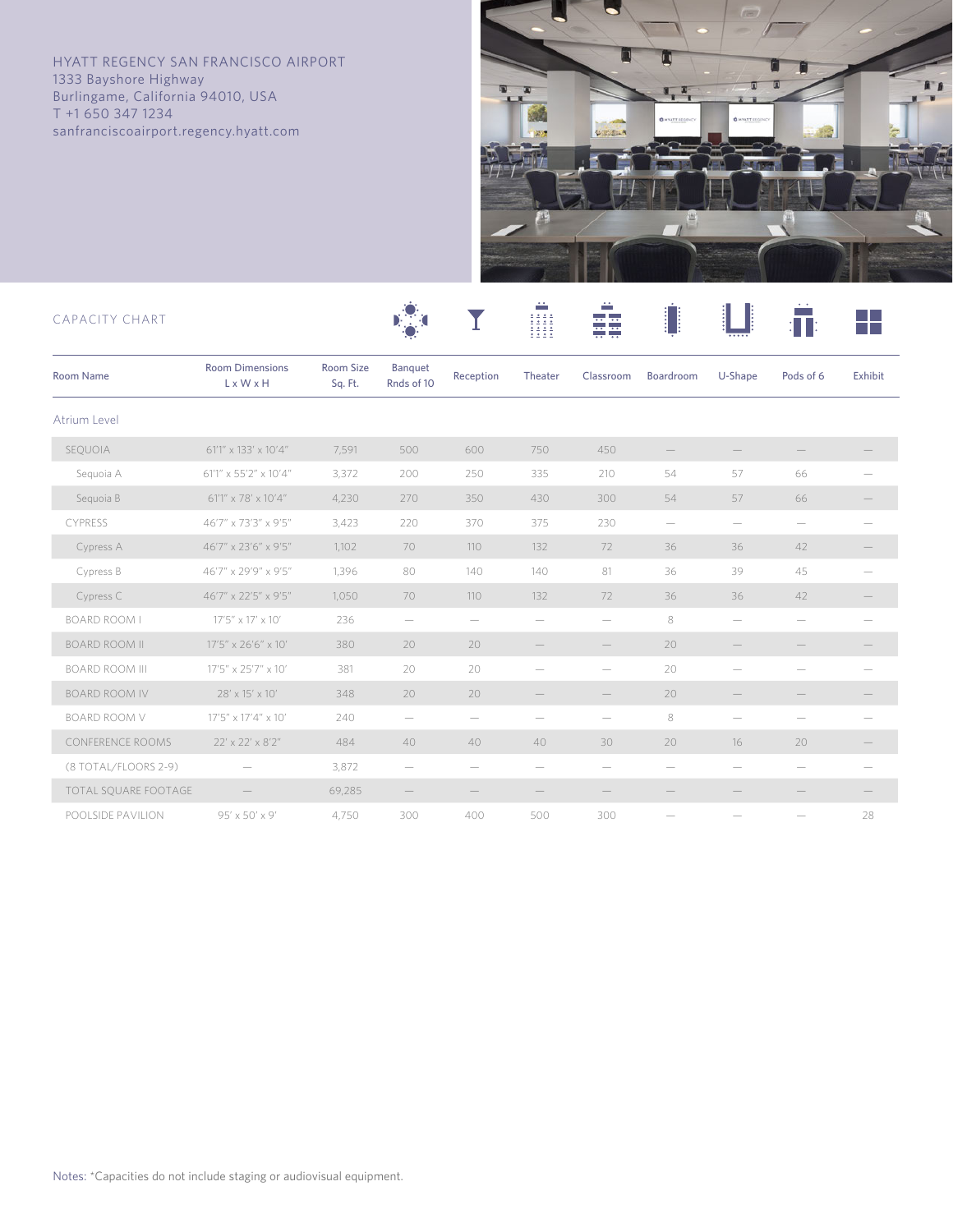HYATT REGENCY SAN FRANCISCO AIRPORT
1333 Bayshore Highway
Burlingame, California 94010, USA
T +1 650 347 1234
sanfranciscoairport.regency.hyatt.com

## CAPACITY CHART

| Room Name | Room Dimensions L x W x H | Room Size Sq. Ft. | Banquet Rnds of 10 | Reception | Theater | Classroom | Boardroom | U-Shape | Pods of 6 | Exhibit |
|---|---|---|---|---|---|---|---|---|---|---|
| Atrium Level | | | | | | | | | | |
| SEQUOIA | 61'1" x 133' x 10'4" | 7,591 | 500 | 600 | 750 | 450 | — | — | — | — |
| Sequoia A | 61'1" x 55'2" x 10'4" | 3,372 | 200 | 250 | 335 | 210 | 54 | 57 | 66 | — |
| Sequoia B | 61'1" x 78' x 10'4" | 4,230 | 270 | 350 | 430 | 300 | 54 | 57 | 66 | — |
| CYPRESS | 46'7" x 73'3" x 9'5" | 3,423 | 220 | 370 | 375 | 230 | — | — | — | — |
| Cypress A | 46'7" x 23'6" x 9'5" | 1,102 | 70 | 110 | 132 | 72 | 36 | 36 | 42 | — |
| Cypress B | 46'7" x 29'9" x 9'5" | 1,396 | 80 | 140 | 140 | 81 | 36 | 39 | 45 | — |
| Cypress C | 46'7" x 22'5" x 9'5" | 1,050 | 70 | 110 | 132 | 72 | 36 | 36 | 42 | — |
| BOARD ROOM I | 17'5" x 17' x 10' | 236 | — | — | — | — | 8 | — | — | — |
| BOARD ROOM II | 17'5" x 26'6" x 10' | 380 | 20 | 20 | — | — | 20 | — | — | — |
| BOARD ROOM III | 17'5" x 25'7" x 10' | 381 | 20 | 20 | — | — | 20 | — | — | — |
| BOARD ROOM IV | 28' x 15' x 10' | 348 | 20 | 20 | — | — | 20 | — | — | — |
| BOARD ROOM V | 17'5" x 17'4" x 10' | 240 | — | — | — | — | 8 | — | — | — |
| CONFERENCE ROOMS | 22' x 22' x 8'2" | 484 | 40 | 40 | 40 | 30 | 20 | 16 | 20 | — |
| (8 TOTAL/FLOORS 2-9) | — | 3,872 | — | — | — | — | — | — | — | — |
| TOTAL SQUARE FOOTAGE | — | 69,285 | — | — | — | — | — | — | — | — |
| POOLSIDE PAVILION | 95' x 50' x 9' | 4,750 | 300 | 400 | 500 | 300 | — | — | — | 28 |

Notes: *Capacities do not include staging or audiovisual equipment.